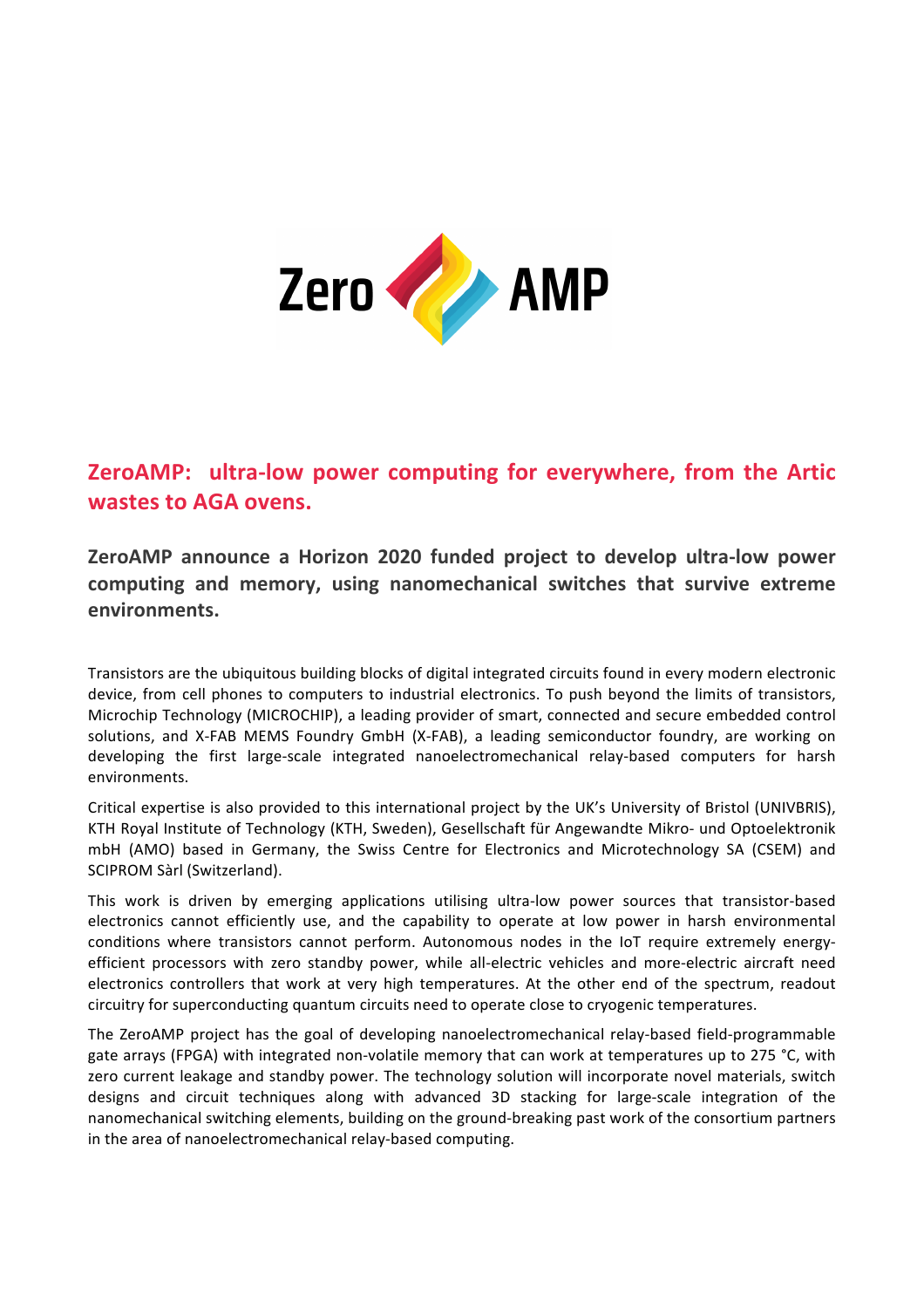Zero AMP

# ZeroAMP: ultra-low power computing for everywhere, from the Artic wastes to AGA ovens.

## ZeroAMP announce a Horizon 2020 funded project to develop ultra-low power computing and memory, using nanomechanical switches that survive extreme environments.

Transistors are the ubiquitous building blocks of digital integrated circuits found in every modern electronic device, from cell phones to computers to industrial electronics. To push beyond the limits of transistors, Microchip Technology (MICROCHIP), a leading provider of smart, connected and secure embedded control solutions, and X-FAB MEMS Foundry GmbH (X-FAB), a leading semiconductor foundry, are working on developing the first large-scale integrated nanoelectromechanical relay-based computers for harsh environments.

Critical expertise is also provided to this international project by the UK's University of Bristol (UNIVBRIS), KTH Royal Institute of Technology (KTH, Sweden), Gesellschaft für Angewandte Mikro- und Optoelektronik mbH (AMO) based in Germany, the Swiss Centre for Electronics and Microtechnology SA (CSEM) and SCIPROM Sàrl (Switzerland).

This work is driven by emerging applications utilising ultra-low power sources that transistor-based electronics cannot efficiently use, and the capability to operate at low power in harsh environmental conditions where transistors cannot perform. Autonomous nodes in the IoT require extremely energy-efficient processors with zero standby power, while all-electric vehicles and more-electric aircraft need electronics controllers that work at very high temperatures. At the other end of the spectrum, readout circuitry for superconducting quantum circuits need to operate close to cryogenic temperatures.

The ZeroAMP project has the goal of developing nanoelectromechanical relay-based field-programmable gate arrays (FPGA) with integrated non-volatile memory that can work at temperatures up to 275 °C, with zero current leakage and standby power. The technology solution will incorporate novel materials, switch designs and circuit techniques along with advanced 3D stacking for large-scale integration of the nanomechanical switching elements, building on the ground-breaking past work of the consortium partners in the area of nanoelectromechanical relay-based computing.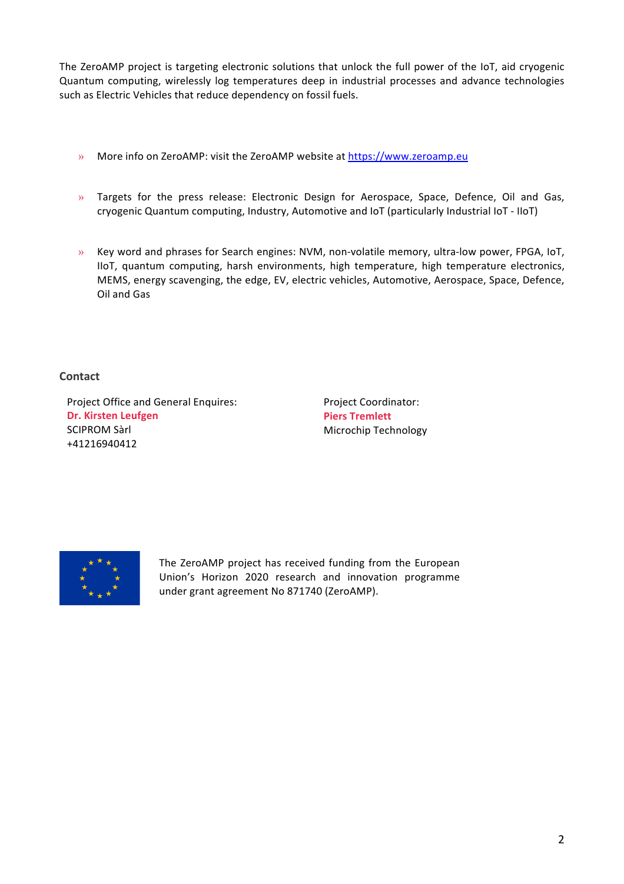The ZeroAMP project is targeting electronic solutions that unlock the full power of the IoT, aid cryogenic Quantum computing, wirelessly log temperatures deep in industrial processes and advance technologies such as Electric Vehicles that reduce dependency on fossil fuels.

- More info on ZeroAMP: visit the ZeroAMP website at [https://www.zeroamp.eu](https://www.zeroamp.eu)

- Targets for the press release: Electronic Design for Aerospace, Space, Defence, Oil and Gas, cryogenic Quantum computing, Industry, Automotive and IoT (particularly Industrial IoT - IIoT)

- Key word and phrases for Search engines: NVM, non-volatile memory, ultra-low power, FPGA, IoT, IIoT, quantum computing, harsh environments, high temperature, high temperature electronics, MEMS, energy scavenging, the edge, EV, electric vehicles, Automotive, Aerospace, Space, Defence, Oil and Gas

## Contact

Project Office and General Enquires:
**Dr. Kirsten Leufgen**
SCIPROM Sàrl
+41216940412

Project Coordinator:
**Piers Tremlett**
Microchip Technology

The ZeroAMP project has received funding from the European Union's Horizon 2020 research and innovation programme under grant agreement No 871740 (ZeroAMP).